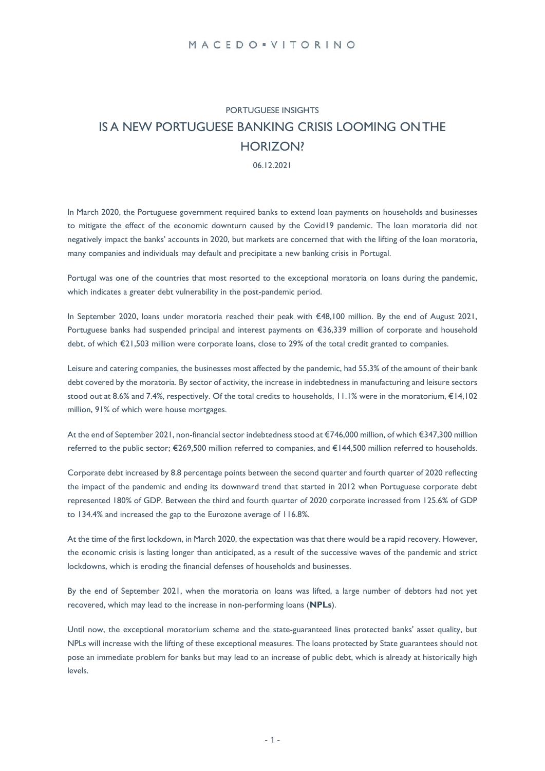MACEDO ▪ VITORINO

PORTUGUESE INSIGHTS

# IS A NEW PORTUGUESE BANKING CRISIS LOOMING ON THE HORIZON?

06.12.2021

In March 2020, the Portuguese government required banks to extend loan payments on households and businesses to mitigate the effect of the economic downturn caused by the Covid19 pandemic. The loan moratoria did not negatively impact the banks' accounts in 2020, but markets are concerned that with the lifting of the loan moratoria, many companies and individuals may default and precipitate a new banking crisis in Portugal.

Portugal was one of the countries that most resorted to the exceptional moratoria on loans during the pandemic, which indicates a greater debt vulnerability in the post-pandemic period.

In September 2020, loans under moratoria reached their peak with €48,100 million. By the end of August 2021, Portuguese banks had suspended principal and interest payments on €36,339 million of corporate and household debt, of which €21,503 million were corporate loans, close to 29% of the total credit granted to companies.

Leisure and catering companies, the businesses most affected by the pandemic, had 55.3% of the amount of their bank debt covered by the moratoria. By sector of activity, the increase in indebtedness in manufacturing and leisure sectors stood out at 8.6% and 7.4%, respectively. Of the total credits to households, 11.1% were in the moratorium, €14,102 million, 91% of which were house mortgages.

At the end of September 2021, non-financial sector indebtedness stood at €746,000 million, of which €347,300 million referred to the public sector; €269,500 million referred to companies, and €144,500 million referred to households.

Corporate debt increased by 8.8 percentage points between the second quarter and fourth quarter of 2020 reflecting the impact of the pandemic and ending its downward trend that started in 2012 when Portuguese corporate debt represented 180% of GDP. Between the third and fourth quarter of 2020 corporate increased from 125.6% of GDP to 134.4% and increased the gap to the Eurozone average of 116.8%.

At the time of the first lockdown, in March 2020, the expectation was that there would be a rapid recovery. However, the economic crisis is lasting longer than anticipated, as a result of the successive waves of the pandemic and strict lockdowns, which is eroding the financial defenses of households and businesses.

By the end of September 2021, when the moratoria on loans was lifted, a large number of debtors had not yet recovered, which may lead to the increase in non-performing loans (**NPLs**).

Until now, the exceptional moratorium scheme and the state-guaranteed lines protected banks' asset quality, but NPLs will increase with the lifting of these exceptional measures. The loans protected by State guarantees should not pose an immediate problem for banks but may lead to an increase of public debt, which is already at historically high levels.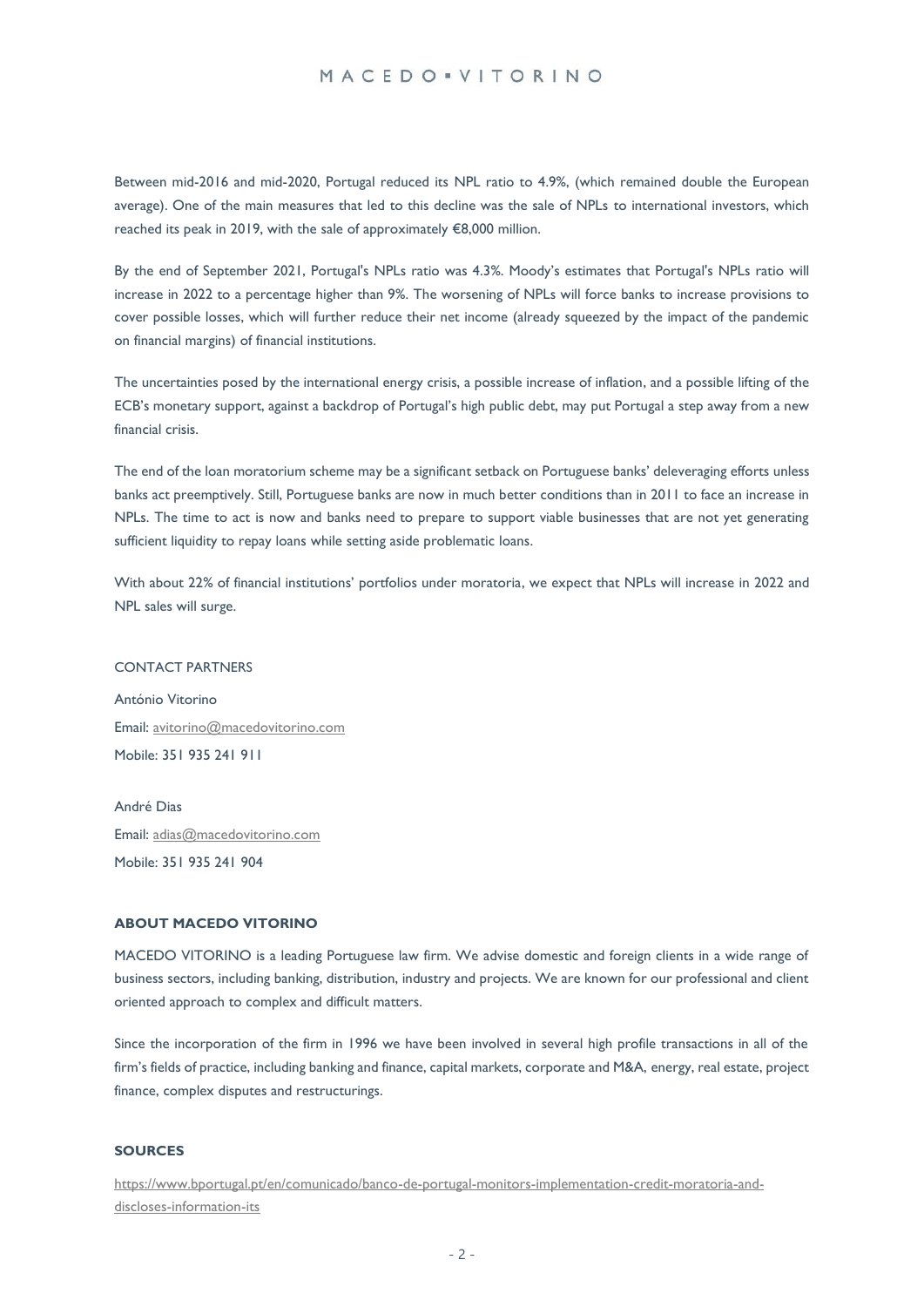Between mid-2016 and mid-2020, Portugal reduced its NPL ratio to 4.9%, (which remained double the European average). One of the main measures that led to this decline was the sale of NPLs to international investors, which reached its peak in 2019, with the sale of approximately €8,000 million.

By the end of September 2021, Portugal's NPLs ratio was 4.3%. Moody's estimates that Portugal's NPLs ratio will increase in 2022 to a percentage higher than 9%. The worsening of NPLs will force banks to increase provisions to cover possible losses, which will further reduce their net income (already squeezed by the impact of the pandemic on financial margins) of financial institutions.

The uncertainties posed by the international energy crisis, a possible increase of inflation, and a possible lifting of the ECB's monetary support, against a backdrop of Portugal's high public debt, may put Portugal a step away from a new financial crisis.

The end of the loan moratorium scheme may be a significant setback on Portuguese banks' deleveraging efforts unless banks act preemptively. Still, Portuguese banks are now in much better conditions than in 2011 to face an increase in NPLs. The time to act is now and banks need to prepare to support viable businesses that are not yet generating sufficient liquidity to repay loans while setting aside problematic loans.

With about 22% of financial institutions' portfolios under moratoria, we expect that NPLs will increase in 2022 and NPL sales will surge.

CONTACT PARTNERS

António Vitorino

Email: avitorino@macedovitorino.com

Mobile: 351 935 241 911

André Dias

Email: adias@macedovitorino.com

Mobile: 351 935 241 904

**ABOUT MACEDO VITORINO**

MACEDO VITORINO is a leading Portuguese law firm. We advise domestic and foreign clients in a wide range of business sectors, including banking, distribution, industry and projects. We are known for our professional and client oriented approach to complex and difficult matters.

Since the incorporation of the firm in 1996 we have been involved in several high profile transactions in all of the firm's fields of practice, including banking and finance, capital markets, corporate and M&A, energy, real estate, project finance, complex disputes and restructurings.

**SOURCES**

https://www.bportugal.pt/en/comunicado/banco-de-portugal-monitors-implementation-credit-moratoria-and-discloses-information-its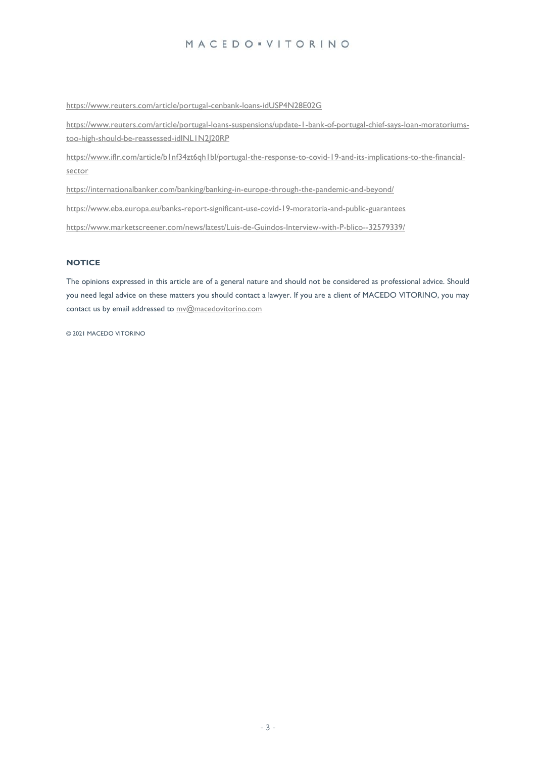https://www.reuters.com/article/portugal-cenbank-loans-idUSP4N28E02G

https://www.reuters.com/article/portugal-loans-suspensions/update-1-bank-of-portugal-chief-says-loan-moratoriums-too-high-should-be-reassessed-idINL1N2J20RP

https://www.iflr.com/article/b1nf34zt6qh1bl/portugal-the-response-to-covid-19-and-its-implications-to-the-financial-sector

https://internationalbanker.com/banking/banking-in-europe-through-the-pandemic-and-beyond/

https://www.eba.europa.eu/banks-report-significant-use-covid-19-moratoria-and-public-guarantees

https://www.marketscreener.com/news/latest/Luis-de-Guindos-Interview-with-P-blico--32579339/

**NOTICE**

The opinions expressed in this article are of a general nature and should not be considered as professional advice. Should you need legal advice on these matters you should contact a lawyer. If you are a client of MACEDO VITORINO, you may contact us by email addressed to mv@macedovitorino.com

© 2021 MACEDO VITORINO